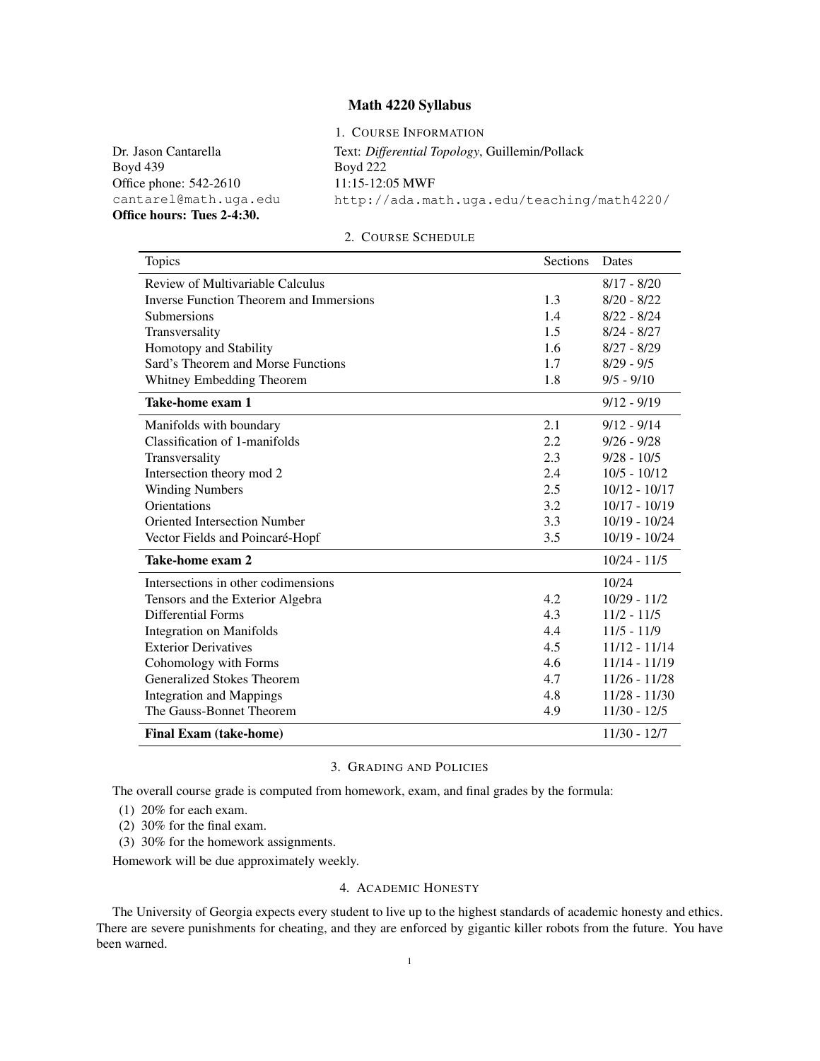# Math 4220 Syllabus

## 1. Course Information

Dr. Jason Cantarella
Boyd 439
Office phone: 542-2610
cantarel@math.uga.edu
**Office hours: Tues 2-4:30.**

Text: *Differential Topology*, Guillemin/Pollack
Boyd 222
11:15-12:05 MWF
http://ada.math.uga.edu/teaching/math4220/

## 2. Course Schedule

| Topics | Sections | Dates |
|---|---|---|
| Review of Multivariable Calculus | | 8/17 - 8/20 |
| Inverse Function Theorem and Immersions | 1.3 | 8/20 - 8/22 |
| Submersions | 1.4 | 8/22 - 8/24 |
| Transversality | 1.5 | 8/24 - 8/27 |
| Homotopy and Stability | 1.6 | 8/27 - 8/29 |
| Sard's Theorem and Morse Functions | 1.7 | 8/29 - 9/5 |
| Whitney Embedding Theorem | 1.8 | 9/5 - 9/10 |
| **Take-home exam 1** | | 9/12 - 9/19 |
| Manifolds with boundary | 2.1 | 9/12 - 9/14 |
| Classification of 1-manifolds | 2.2 | 9/26 - 9/28 |
| Transversality | 2.3 | 9/28 - 10/5 |
| Intersection theory mod 2 | 2.4 | 10/5 - 10/12 |
| Winding Numbers | 2.5 | 10/12 - 10/17 |
| Orientations | 3.2 | 10/17 - 10/19 |
| Oriented Intersection Number | 3.3 | 10/19 - 10/24 |
| Vector Fields and Poincaré-Hopf | 3.5 | 10/19 - 10/24 |
| **Take-home exam 2** | | 10/24 - 11/5 |
| Intersections in other codimensions | | 10/24 |
| Tensors and the Exterior Algebra | 4.2 | 10/29 - 11/2 |
| Differential Forms | 4.3 | 11/2 - 11/5 |
| Integration on Manifolds | 4.4 | 11/5 - 11/9 |
| Exterior Derivatives | 4.5 | 11/12 - 11/14 |
| Cohomology with Forms | 4.6 | 11/14 - 11/19 |
| Generalized Stokes Theorem | 4.7 | 11/26 - 11/28 |
| Integration and Mappings | 4.8 | 11/28 - 11/30 |
| The Gauss-Bonnet Theorem | 4.9 | 11/30 - 12/5 |
| **Final Exam (take-home)** | | 11/30 - 12/7 |

## 3. Grading and Policies

The overall course grade is computed from homework, exam, and final grades by the formula:

(1) 20% for each exam.
(2) 30% for the final exam.
(3) 30% for the homework assignments.

Homework will be due approximately weekly.

## 4. Academic Honesty

The University of Georgia expects every student to live up to the highest standards of academic honesty and ethics. There are severe punishments for cheating, and they are enforced by gigantic killer robots from the future. You have been warned.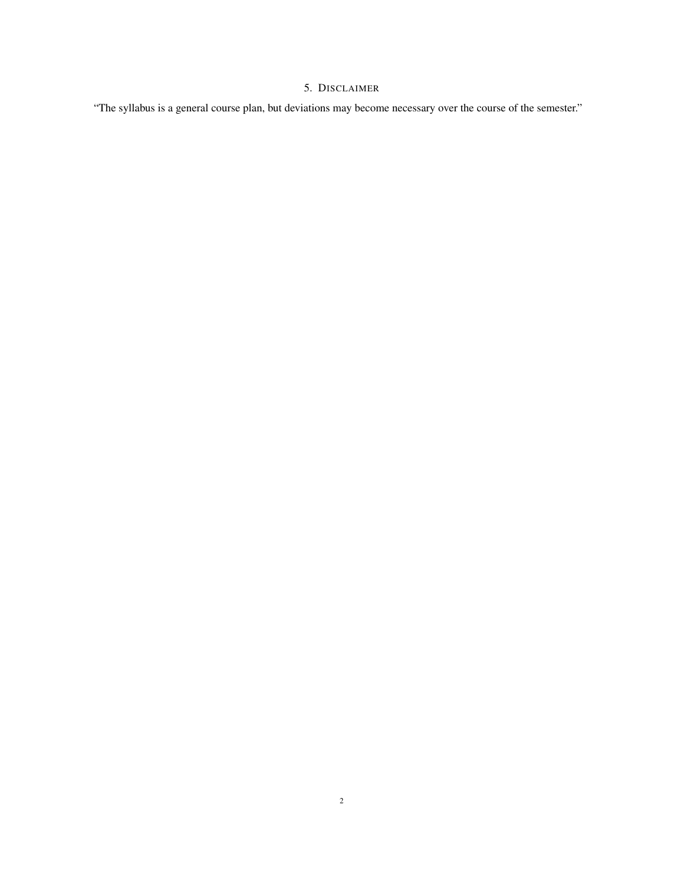## 5. Disclaimer

"The syllabus is a general course plan, but deviations may become necessary over the course of the semester."